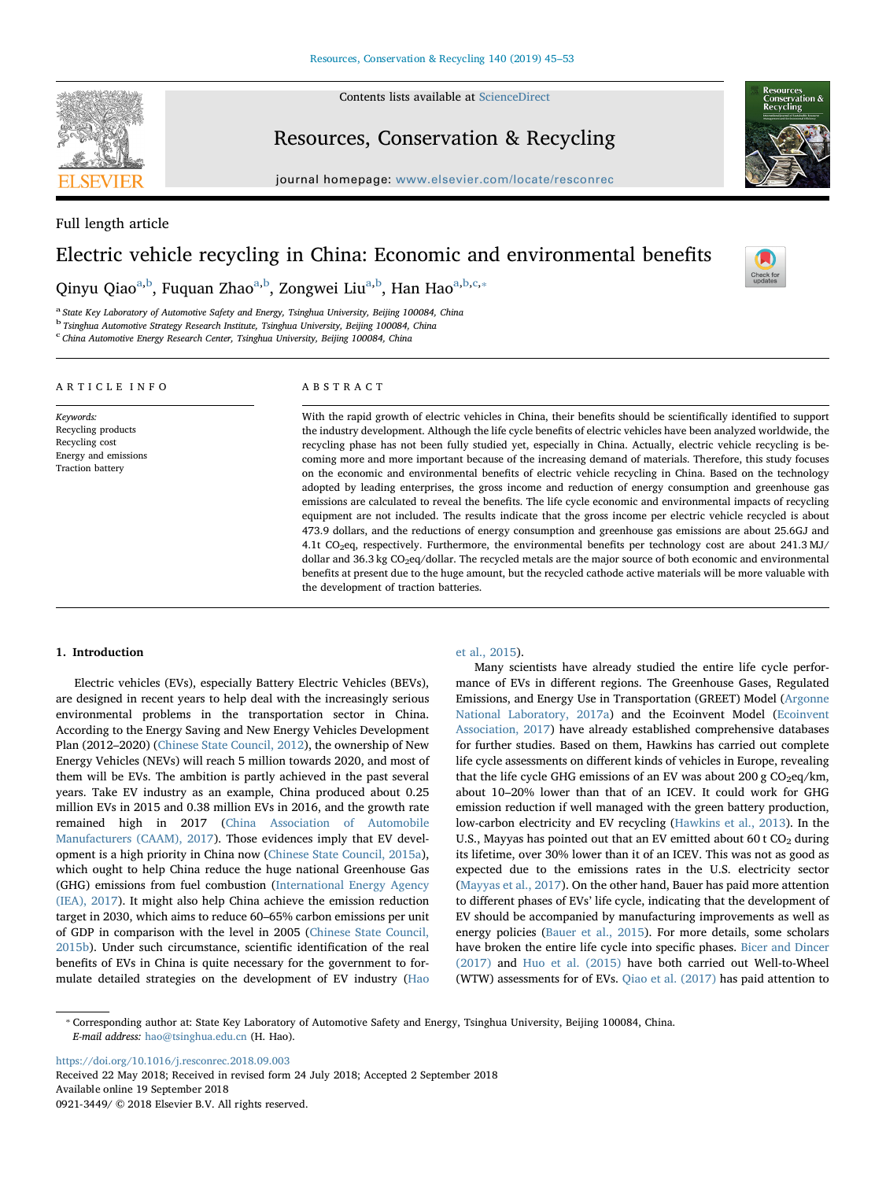Full length article

# Electric vehicle recycling in China: Economic and environmental benefits

Qinyu Qiao[a,b], Fuquan Zhao[a,b], Zongwei Liu[a,b], Han Hao[a,b,c,*]

[a] State Key Laboratory of Automotive Safety and Energy, Tsinghua University, Beijing 100084, China
[b] Tsinghua Automotive Strategy Research Institute, Tsinghua University, Beijing 100084, China
[c] China Automotive Energy Research Center, Tsinghua University, Beijing 100084, China

ARTICLE INFO

*Keywords:*
Recycling products
Recycling cost
Energy and emissions
Traction battery

ABSTRACT

With the rapid growth of electric vehicles in China, their benefits should be scientifically identified to support the industry development. Although the life cycle benefits of electric vehicles have been analyzed worldwide, the recycling phase has not been fully studied yet, especially in China. Actually, electric vehicle recycling is becoming more and more important because of the increasing demand of materials. Therefore, this study focuses on the economic and environmental benefits of electric vehicle recycling in China. Based on the technology adopted by leading enterprises, the gross income and reduction of energy consumption and greenhouse gas emissions are calculated to reveal the benefits. The life cycle economic and environmental impacts of recycling equipment are not included. The results indicate that the gross income per electric vehicle recycled is about 473.9 dollars, and the reductions of energy consumption and greenhouse gas emissions are about 25.6GJ and 4.1t $CO_2$eq, respectively. Furthermore, the environmental benefits per technology cost are about 241.3 MJ/dollar and 36.3 kg $CO_2$eq/dollar. The recycled metals are the major source of both economic and environmental benefits at present due to the huge amount, but the recycled cathode active materials will be more valuable with the development of traction batteries.

## 1. Introduction

Electric vehicles (EVs), especially Battery Electric Vehicles (BEVs), are designed in recent years to help deal with the increasingly serious environmental problems in the transportation sector in China. According to the Energy Saving and New Energy Vehicles Development Plan (2012–2020) (Chinese State Council, 2012), the ownership of New Energy Vehicles (NEVs) will reach 5 million towards 2020, and most of them will be EVs. The ambition is partly achieved in the past several years. Take EV industry as an example, China produced about 0.25 million EVs in 2015 and 0.38 million EVs in 2016, and the growth rate remained high in 2017 (China Association of Automobile Manufacturers (CAAM), 2017). Those evidences imply that EV development is a high priority in China now (Chinese State Council, 2015a), which ought to help China reduce the huge national Greenhouse Gas (GHG) emissions from fuel combustion (International Energy Agency (IEA), 2017). It might also help China achieve the emission reduction target in 2030, which aims to reduce 60–65% carbon emissions per unit of GDP in comparison with the level in 2005 (Chinese State Council, 2015b). Under such circumstance, scientific identification of the real benefits of EVs in China is quite necessary for the government to formulate detailed strategies on the development of EV industry (Hao et al., 2015).

Many scientists have already studied the entire life cycle performance of EVs in different regions. The Greenhouse Gases, Regulated Emissions, and Energy Use in Transportation (GREET) Model (Argonne National Laboratory, 2017a) and the Ecoinvent Model (Ecoinvent Association, 2017) have already established comprehensive databases for further studies. Based on them, Hawkins has carried out complete life cycle assessments on different kinds of vehicles in Europe, revealing that the life cycle GHG emissions of an EV was about 200 g $CO_2$eq/km, about 10–20% lower than that of an ICEV. It could work for GHG emission reduction if well managed with the green battery production, low-carbon electricity and EV recycling (Hawkins et al., 2013). In the U.S., Mayyas has pointed out that an EV emitted about 60 t $CO_2$ during its lifetime, over 30% lower than it of an ICEV. This was not as good as expected due to the emissions rates in the U.S. electricity sector (Mayyas et al., 2017). On the other hand, Bauer has paid more attention to different phases of EVs' life cycle, indicating that the development of EV should be accompanied by manufacturing improvements as well as energy policies (Bauer et al., 2015). For more details, some scholars have broken the entire life cycle into specific phases. Bicer and Dincer (2017) and Huo et al. (2015) have both carried out Well-to-Wheel (WTW) assessments for of EVs. Qiao et al. (2017) has paid attention to

* Corresponding author at: State Key Laboratory of Automotive Safety and Energy, Tsinghua University, Beijing 100084, China.
*E-mail address:* hao@tsinghua.edu.cn (H. Hao).

https://doi.org/10.1016/j.resconrec.2018.09.003
Received 22 May 2018; Received in revised form 24 July 2018; Accepted 2 September 2018
Available online 19 September 2018
0921-3449/ © 2018 Elsevier B.V. All rights reserved.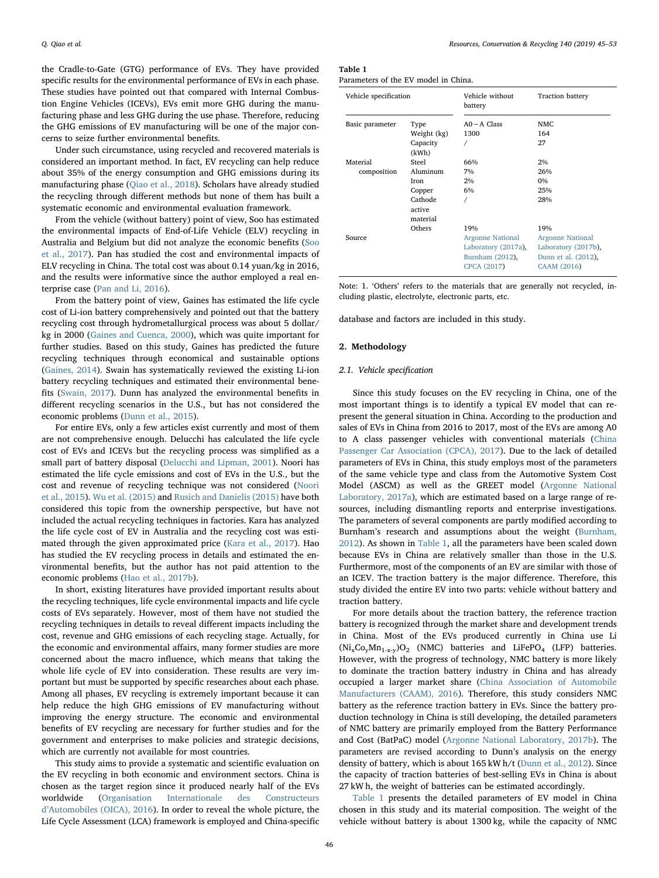the Cradle-to-Gate (GTG) performance of EVs. They have provided specific results for the environmental performance of EVs in each phase. These studies have pointed out that compared with Internal Combustion Engine Vehicles (ICEVs), EVs emit more GHG during the manufacturing phase and less GHG during the use phase. Therefore, reducing the GHG emissions of EV manufacturing will be one of the major concerns to seize further environmental benefits.

Under such circumstance, using recycled and recovered materials is considered an important method. In fact, EV recycling can help reduce about 35% of the energy consumption and GHG emissions during its manufacturing phase (Qiao et al., 2018). Scholars have already studied the recycling through different methods but none of them has built a systematic economic and environmental evaluation framework.

From the vehicle (without battery) point of view, Soo has estimated the environmental impacts of End-of-Life Vehicle (ELV) recycling in Australia and Belgium but did not analyze the economic benefits (Soo et al., 2017). Pan has studied the cost and environmental impacts of ELV recycling in China. The total cost was about 0.14 yuan/kg in 2016, and the results were informative since the author employed a real enterprise case (Pan and Li, 2016).

From the battery point of view, Gaines has estimated the life cycle cost of Li-ion battery comprehensively and pointed out that the battery recycling cost through hydrometallurgical process was about 5 dollar/kg in 2000 (Gaines and Cuenca, 2000), which was quite important for further studies. Based on this study, Gaines has predicted the future recycling techniques through economical and sustainable options (Gaines, 2014). Swain has systematically reviewed the existing Li-ion battery recycling techniques and estimated their environmental benefits (Swain, 2017). Dunn has analyzed the environmental benefits in different recycling scenarios in the U.S., but has not considered the economic problems (Dunn et al., 2015).

For entire EVs, only a few articles exist currently and most of them are not comprehensive enough. Delucchi has calculated the life cycle cost of EVs and ICEVs but the recycling process was simplified as a small part of battery disposal (Delucchi and Lipman, 2001). Noori has estimated the life cycle emissions and cost of EVs in the U.S., but the cost and revenue of recycling technique was not considered (Noori et al., 2015). Wu et al. (2015) and Rusich and Danielis (2015) have both considered this topic from the ownership perspective, but have not included the actual recycling techniques in factories. Kara has analyzed the life cycle cost of EV in Australia and the recycling cost was estimated through the given approximated price (Kara et al., 2017). Hao has studied the EV recycling process in details and estimated the environmental benefits, but the author has not paid attention to the economic problems (Hao et al., 2017b).

In short, existing literatures have provided important results about the recycling techniques, life cycle environmental impacts and life cycle costs of EVs separately. However, most of them have not studied the recycling techniques in details to reveal different impacts including the cost, revenue and GHG emissions of each recycling stage. Actually, for the economic and environmental affairs, many former studies are more concerned about the macro influence, which means that taking the whole life cycle of EV into consideration. These results are very important but must be supported by specific researches about each phase. Among all phases, EV recycling is extremely important because it can help reduce the high GHG emissions of EV manufacturing without improving the energy structure. The economic and environmental benefits of EV recycling are necessary for further studies and for the government and enterprises to make policies and strategic decisions, which are currently not available for most countries.

This study aims to provide a systematic and scientific evaluation on the EV recycling in both economic and environment sectors. China is chosen as the target region since it produced nearly half of the EVs worldwide (Organisation Internationale des Constructeurs d'Automobiles (OICA), 2016). In order to reveal the whole picture, the Life Cycle Assessment (LCA) framework is employed and China-specific database and factors are included in this study.

**Table 1**
Parameters of the EV model in China.

| Vehicle specification | | Vehicle without battery | Traction battery |
|---|---|---|---|
| Basic parameter | Type | A0 ~ A Class | NMC |
| | Weight (kg) | 1300 | 164 |
| | Capacity (kWh) | / | 27 |
| Material composition | Steel | 66% | 2% |
| | Aluminum | 7% | 26% |
| | Iron | 2% | 0% |
| | Copper | 6% | 25% |
| | Cathode active material | / | 28% |
| | Others | 19% | 19% |
| Source | | Argonne National Laboratory (2017a), Burnham (2012), CPCA (2017) | Argonne National Laboratory (2017b), Dunn et al. (2012), CAAM (2016) |

Note: 1. 'Others' refers to the materials that are generally not recycled, including plastic, electrolyte, electronic parts, etc.

## 2. Methodology

### 2.1. Vehicle specification

Since this study focuses on the EV recycling in China, one of the most important things is to identify a typical EV model that can represent the general situation in China. According to the production and sales of EVs in China from 2016 to 2017, most of the EVs are among A0 to A class passenger vehicles with conventional materials (China Passenger Car Association (CPCA), 2017). Due to the lack of detailed parameters of EVs in China, this study employs most of the parameters of the same vehicle type and class from the Automotive System Cost Model (ASCM) as well as the GREET model (Argonne National Laboratory, 2017a), which are estimated based on a large range of resources, including dismantling reports and enterprise investigations. The parameters of several components are partly modified according to Burnham's research and assumptions about the weight (Burnham, 2012). As shown in Table 1, all the parameters have been scaled down because EVs in China are relatively smaller than those in the U.S. Furthermore, most of the components of an EV are similar with those of an ICEV. The traction battery is the major difference. Therefore, this study divided the entire EV into two parts: vehicle without battery and traction battery.

For more details about the traction battery, the reference traction battery is recognized through the market share and development trends in China. Most of the EVs produced currently in China use $Li(Ni_xCo_yMn_{1-x-y})O_2$ (NMC) batteries and $LiFePO_4$ (LFP) batteries. However, with the progress of technology, NMC battery is more likely to dominate the traction battery industry in China and has already occupied a larger market share (China Association of Automobile Manufacturers (CAAM), 2016). Therefore, this study considers NMC battery as the reference traction battery in EVs. Since the battery production technology in China is still developing, the detailed parameters of NMC battery are primarily employed from the Battery Performance and Cost (BatPaC) model (Argonne National Laboratory, 2017b). The parameters are revised according to Dunn's analysis on the energy density of battery, which is about 165 kW h/t (Dunn et al., 2012). Since the capacity of traction batteries of best-selling EVs in China is about 27 kW h, the weight of batteries can be estimated accordingly.

Table 1 presents the detailed parameters of EV model in China chosen in this study and its material composition. The weight of the vehicle without battery is about 1300 kg, while the capacity of NMC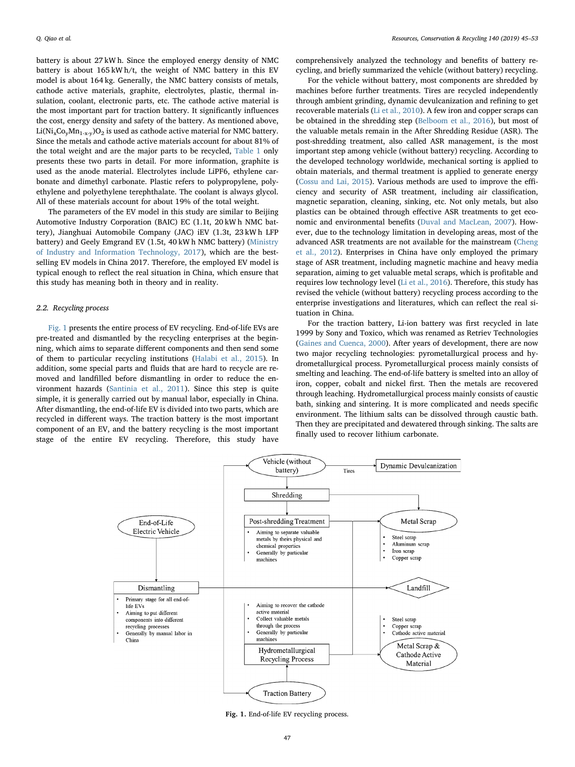battery is about 27 kW h. Since the employed energy density of NMC battery is about 165 kW h/t, the weight of NMC battery in this EV model is about 164 kg. Generally, the NMC battery consists of metals, cathode active materials, graphite, electrolytes, plastic, thermal insulation, coolant, electronic parts, etc. The cathode active material is the most important part for traction battery. It significantly influences the cost, energy density and safety of the battery. As mentioned above, $Li(Ni_xCo_yMn_{1-x-y})O_2$ is used as cathode active material for NMC battery. Since the metals and cathode active materials account for about 81% of the total weight and are the major parts to be recycled, Table 1 only presents these two parts in detail. For more information, graphite is used as the anode material. Electrolytes include LiPF6, ethylene carbonate and dimethyl carbonate. Plastic refers to polypropylene, polyethylene and polyethylene terephthalate. The coolant is always glycol. All of these materials account for about 19% of the total weight.

The parameters of the EV model in this study are similar to Beijing Automotive Industry Corporation (BAIC) EC (1.1t, 20 kW h NMC battery), Jianghuai Automobile Company (JAC) iEV (1.3t, 23 kW h LFP battery) and Geely Emgrand EV (1.5t, 40 kW h NMC battery) (Ministry of Industry and Information Technology, 2017), which are the best-selling EV models in China 2017. Therefore, the employed EV model is typical enough to reflect the real situation in China, which ensure that this study has meaning both in theory and in reality.

### 2.2. Recycling process

Fig. 1 presents the entire process of EV recycling. End-of-life EVs are pre-treated and dismantled by the recycling enterprises at the beginning, which aims to separate different components and then send some of them to particular recycling institutions (Halabi et al., 2015). In addition, some special parts and fluids that are hard to recycle are removed and landfilled before dismantling in order to reduce the environment hazards (Santinia et al., 2011). Since this step is quite simple, it is generally carried out by manual labor, especially in China. After dismantling, the end-of-life EV is divided into two parts, which are recycled in different ways. The traction battery is the most important component of an EV, and the battery recycling is the most important stage of the entire EV recycling. Therefore, this study have comprehensively analyzed the technology and benefits of battery recycling, and briefly summarized the vehicle (without battery) recycling.

For the vehicle without battery, most components are shredded by machines before further treatments. Tires are recycled independently through ambient grinding, dynamic devulcanization and refining to get recoverable materials (Li et al., 2010). A few iron and copper scraps can be obtained in the shredding step (Belboom et al., 2016), but most of the valuable metals remain in the After Shredding Residue (ASR). The post-shredding treatment, also called ASR management, is the most important step among vehicle (without battery) recycling. According to the developed technology worldwide, mechanical sorting is applied to obtain materials, and thermal treatment is applied to generate energy (Cossu and Lai, 2015). Various methods are used to improve the efficiency and security of ASR treatment, including air classification, magnetic separation, cleaning, sinking, etc. Not only metals, but also plastics can be obtained through effective ASR treatments to get economic and environmental benefits (Duval and MacLean, 2007). However, due to the technology limitation in developing areas, most of the advanced ASR treatments are not available for the mainstream (Cheng et al., 2012). Enterprises in China have only employed the primary stage of ASR treatment, including magnetic machine and heavy media separation, aiming to get valuable metal scraps, which is profitable and requires low technology level (Li et al., 2016). Therefore, this study has revised the vehicle (without battery) recycling process according to the enterprise investigations and literatures, which can reflect the real situation in China.

For the traction battery, Li-ion battery was first recycled in late 1999 by Sony and Toxico, which was renamed as Retriev Technologies (Gaines and Cuenca, 2000). After years of development, there are now two major recycling technologies: pyrometallurgical process and hydrometallurgical process. Pyrometallurgical process mainly consists of smelting and leaching. The end-of-life battery is smelted into an alloy of iron, copper, cobalt and nickel first. Then the metals are recovered through leaching. Hydrometallurgical process mainly consists of caustic bath, sinking and sintering. It is more complicated and needs specific environment. The lithium salts can be dissolved through caustic bath. Then they are precipitated and dewatered through sinking. The salts are finally used to recover lithium carbonate.

Fig. 1. End-of-life EV recycling process.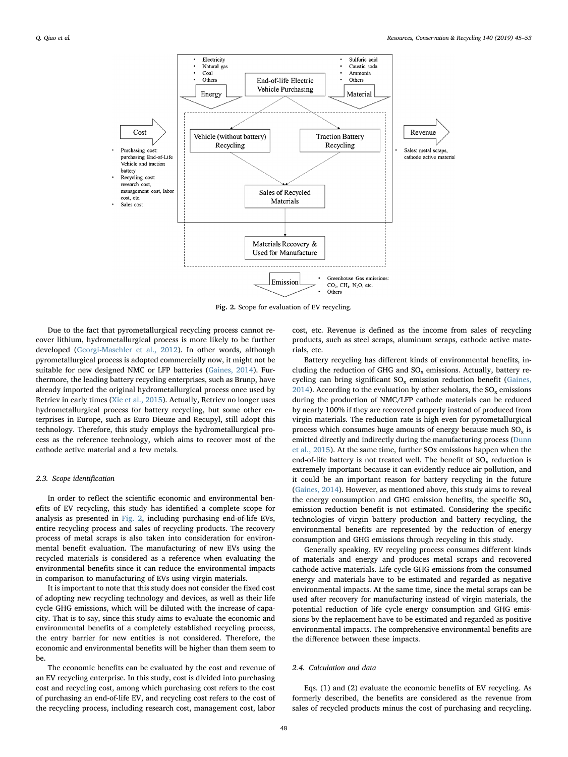Fig. 2. Scope for evaluation of EV recycling.

Due to the fact that pyrometallurgical recycling process cannot recover lithium, hydrometallurgical process is more likely to be further developed (Georgi-Maschler et al., 2012). In other words, although pyrometallurgical process is adopted commercially now, it might not be suitable for new designed NMC or LFP batteries (Gaines, 2014). Furthermore, the leading battery recycling enterprises, such as Brunp, have already imported the original hydrometallurgical process once used by Retriev in early times (Xie et al., 2015). Actually, Retriev no longer uses hydrometallurgical process for battery recycling, but some other enterprises in Europe, such as Euro Dieuze and Recupyl, still adopt this technology. Therefore, this study employs the hydrometallurgical process as the reference technology, which aims to recover most of the cathode active material and a few metals.

### 2.3. Scope identification

In order to reflect the scientific economic and environmental benefits of EV recycling, this study has identified a complete scope for analysis as presented in Fig. 2, including purchasing end-of-life EVs, entire recycling process and sales of recycling products. The recovery process of metal scraps is also taken into consideration for environmental benefit evaluation. The manufacturing of new EVs using the recycled materials is considered as a reference when evaluating the environmental benefits since it can reduce the environmental impacts in comparison to manufacturing of EVs using virgin materials.

It is important to note that this study does not consider the fixed cost of adopting new recycling technology and devices, as well as their life cycle GHG emissions, which will be diluted with the increase of capacity. That is to say, since this study aims to evaluate the economic and environmental benefits of a completely established recycling process, the entry barrier for new entities is not considered. Therefore, the economic and environmental benefits will be higher than them seem to be.

The economic benefits can be evaluated by the cost and revenue of an EV recycling enterprise. In this study, cost is divided into purchasing cost and recycling cost, among which purchasing cost refers to the cost of purchasing an end-of-life EV, and recycling cost refers to the cost of the recycling process, including research cost, management cost, labor cost, etc. Revenue is defined as the income from sales of recycling products, such as steel scraps, aluminum scraps, cathode active materials, etc.

Battery recycling has different kinds of environmental benefits, including the reduction of GHG and $SO_x$ emissions. Actually, battery recycling can bring significant $SO_x$ emission reduction benefit (Gaines, 2014). According to the evaluation by other scholars, the $SO_x$ emissions during the production of NMC/LFP cathode materials can be reduced by nearly 100% if they are recovered properly instead of produced from virgin materials. The reduction rate is high even for pyrometallurgical process which consumes huge amounts of energy because much $SO_x$ is emitted directly and indirectly during the manufacturing process (Dunn et al., 2015). At the same time, further SOx emissions happen when the end-of-life battery is not treated well. The benefit of $SO_x$ reduction is extremely important because it can evidently reduce air pollution, and it could be an important reason for battery recycling in the future (Gaines, 2014). However, as mentioned above, this study aims to reveal the energy consumption and GHG emission benefits, the specific $SO_x$ emission reduction benefit is not estimated. Considering the specific technologies of virgin battery production and battery recycling, the environmental benefits are represented by the reduction of energy consumption and GHG emissions through recycling in this study.

Generally speaking, EV recycling process consumes different kinds of materials and energy and produces metal scraps and recovered cathode active materials. Life cycle GHG emissions from the consumed energy and materials have to be estimated and regarded as negative environmental impacts. At the same time, since the metal scraps can be used after recovery for manufacturing instead of virgin materials, the potential reduction of life cycle energy consumption and GHG emissions by the replacement have to be estimated and regarded as positive environmental impacts. The comprehensive environmental benefits are the difference between these impacts.

### 2.4. Calculation and data

Eqs. (1) and (2) evaluate the economic benefits of EV recycling. As formerly described, the benefits are considered as the revenue from sales of recycled products minus the cost of purchasing and recycling.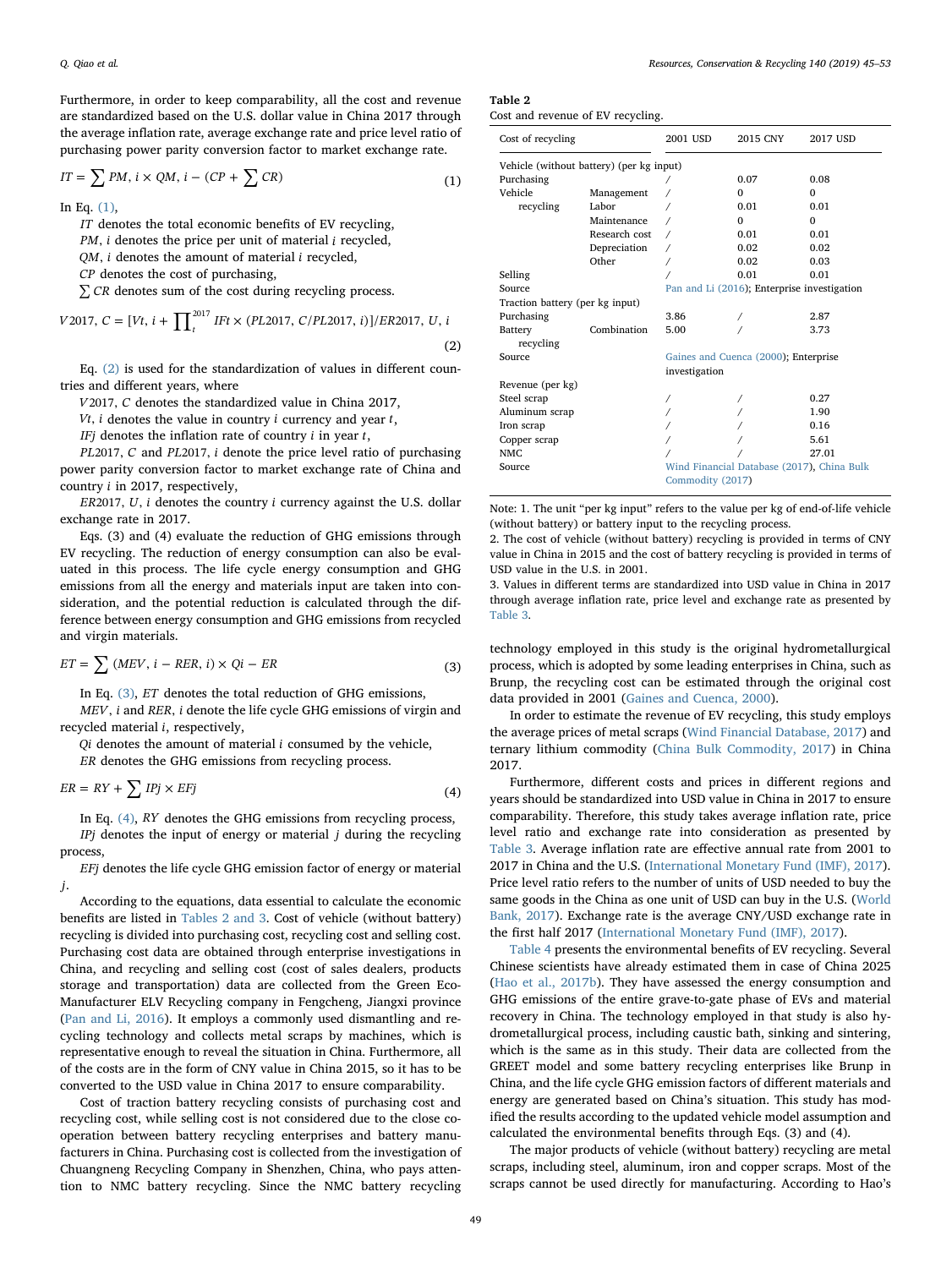Furthermore, in order to keep comparability, all the cost and revenue are standardized based on the U.S. dollar value in China 2017 through the average inflation rate, average exchange rate and price level ratio of purchasing power parity conversion factor to market exchange rate.

$$IT = \sum PM, i \times QM, i - (CP + \sum CR) \tag{1}$$

In Eq. (1),

$IT$ denotes the total economic benefits of EV recycling,
$PM, i$ denotes the price per unit of material $i$ recycled,
$QM, i$ denotes the amount of material $i$ recycled,
$CP$ denotes the cost of purchasing,
$\sum CR$ denotes sum of the cost during recycling process.

$$V2017, C = [Vt, i + \prod_{t}^{2017} IFt \times (PL2017, C/PL2017, i)]/ER2017, U, i \tag{2}$$

Eq. (2) is used for the standardization of values in different countries and different years, where

$V2017, C$ denotes the standardized value in China 2017,
$Vt, i$ denotes the value in country $i$ currency and year $t$,
$IFj$ denotes the inflation rate of country $i$ in year $t$,
$PL2017, C$ and $PL2017, i$ denote the price level ratio of purchasing power parity conversion factor to market exchange rate of China and country $i$ in 2017, respectively,
$ER2017, U, i$ denotes the country $i$ currency against the U.S. dollar exchange rate in 2017.

Eqs. (3) and (4) evaluate the reduction of GHG emissions through EV recycling. The reduction of energy consumption can also be evaluated in this process. The life cycle energy consumption and GHG emissions from all the energy and materials input are taken into consideration, and the potential reduction is calculated through the difference between energy consumption and GHG emissions from recycled and virgin materials.

$$ET = \sum (MEV, i - RER, i) \times Qi - ER \tag{3}$$

In Eq. (3), $ET$ denotes the total reduction of GHG emissions,
$MEV, i$ and $RER, i$ denote the life cycle GHG emissions of virgin and recycled material $i$, respectively,
$Qi$ denotes the amount of material $i$ consumed by the vehicle,
$ER$ denotes the GHG emissions from recycling process.

$$ER = RY + \sum IPj \times EFj \tag{4}$$

In Eq. (4), $RY$ denotes the GHG emissions from recycling process,
$IPj$ denotes the input of energy or material $j$ during the recycling process,
$EFj$ denotes the life cycle GHG emission factor of energy or material $j$.

According to the equations, data essential to calculate the economic benefits are listed in Tables 2 and 3. Cost of vehicle (without battery) recycling is divided into purchasing cost, recycling cost and selling cost. Purchasing cost data are obtained through enterprise investigations in China, and recycling and selling cost (cost of sales dealers, products storage and transportation) data are collected from the Green Eco-Manufacturer ELV Recycling company in Fengcheng, Jiangxi province (Pan and Li, 2016). It employs a commonly used dismantling and recycling technology and collects metal scraps by machines, which is representative enough to reveal the situation in China. Furthermore, all of the costs are in the form of CNY value in China 2015, so it has to be converted to the USD value in China 2017 to ensure comparability.

Cost of traction battery recycling consists of purchasing cost and recycling cost, while selling cost is not considered due to the close cooperation between battery recycling enterprises and battery manufacturers in China. Purchasing cost is collected from the investigation of Chuangneng Recycling Company in Shenzhen, China, who pays attention to NMC battery recycling. Since the NMC battery recycling technology employed in this study is the original hydrometallurgical process, which is adopted by some leading enterprises in China, such as Brunp, the recycling cost can be estimated through the original cost data provided in 2001 (Gaines and Cuenca, 2000).

In order to estimate the revenue of EV recycling, this study employs the average prices of metal scraps (Wind Financial Database, 2017) and ternary lithium commodity (China Bulk Commodity, 2017) in China 2017.

Furthermore, different costs and prices in different regions and years should be standardized into USD value in China in 2017 to ensure comparability. Therefore, this study takes average inflation rate, price level ratio and exchange rate into consideration as presented by Table 3. Average inflation rate are effective annual rate from 2001 to 2017 in China and the U.S. (International Monetary Fund (IMF), 2017). Price level ratio refers to the number of units of USD needed to buy the same goods in the China as one unit of USD can buy in the U.S. (World Bank, 2017). Exchange rate is the average CNY/USD exchange rate in the first half 2017 (International Monetary Fund (IMF), 2017).

Table 4 presents the environmental benefits of EV recycling. Several Chinese scientists have already estimated them in case of China 2025 (Hao et al., 2017b). They have assessed the energy consumption and GHG emissions of the entire grave-to-gate phase of EVs and material recovery in China. The technology employed in that study is also hydrometallurgical process, including caustic bath, sinking and sintering, which is the same as in this study. Their data are collected from the GREET model and some battery recycling enterprises like Brunp in China, and the life cycle GHG emission factors of different materials and energy are generated based on China's situation. This study has modified the results according to the updated vehicle model assumption and calculated the environmental benefits through Eqs. (3) and (4).

The major products of vehicle (without battery) recycling are metal scraps, including steel, aluminum, iron and copper scraps. Most of the scraps cannot be used directly for manufacturing. According to Hao's

**Table 2**
Cost and revenue of EV recycling.

| Cost of recycling | | 2001 USD | 2015 CNY | 2017 USD |
|---|---|---|---|---|
| Vehicle (without battery) (per kg input) | | | | |
| Purchasing | | / | 0.07 | 0.08 |
| Vehicle recycling | Management | / | 0 | 0 |
| | Labor | / | 0.01 | 0.01 |
| | Maintenance | / | 0 | 0 |
| | Research cost | / | 0.01 | 0.01 |
| | Depreciation | / | 0.02 | 0.02 |
| | Other | / | 0.02 | 0.03 |
| Selling | | / | 0.01 | 0.01 |
| Source | | Pan and Li (2016); Enterprise investigation | | |
| Traction battery (per kg input) | | | | |
| Purchasing | | 3.86 | / | 2.87 |
| Battery recycling | Combination | 5.00 | / | 3.73 |
| Source | | Gaines and Cuenca (2000); Enterprise investigation | | |
| Revenue (per kg) | | | | |
| Steel scrap | | / | / | 0.27 |
| Aluminum scrap | | / | / | 1.90 |
| Iron scrap | | / | / | 0.16 |
| Copper scrap | | / | / | 5.61 |
| NMC | | / | / | 27.01 |
| Source | | Wind Financial Database (2017), China Bulk Commodity (2017) | | |

Note: 1. The unit "per kg input" refers to the value per kg of end-of-life vehicle (without battery) or battery input to the recycling process.
2. The cost of vehicle (without battery) recycling is provided in terms of CNY value in China in 2015 and the cost of battery recycling is provided in terms of USD value in the U.S. in 2001.
3. Values in different terms are standardized into USD value in China in 2017 through average inflation rate, price level and exchange rate as presented by Table 3.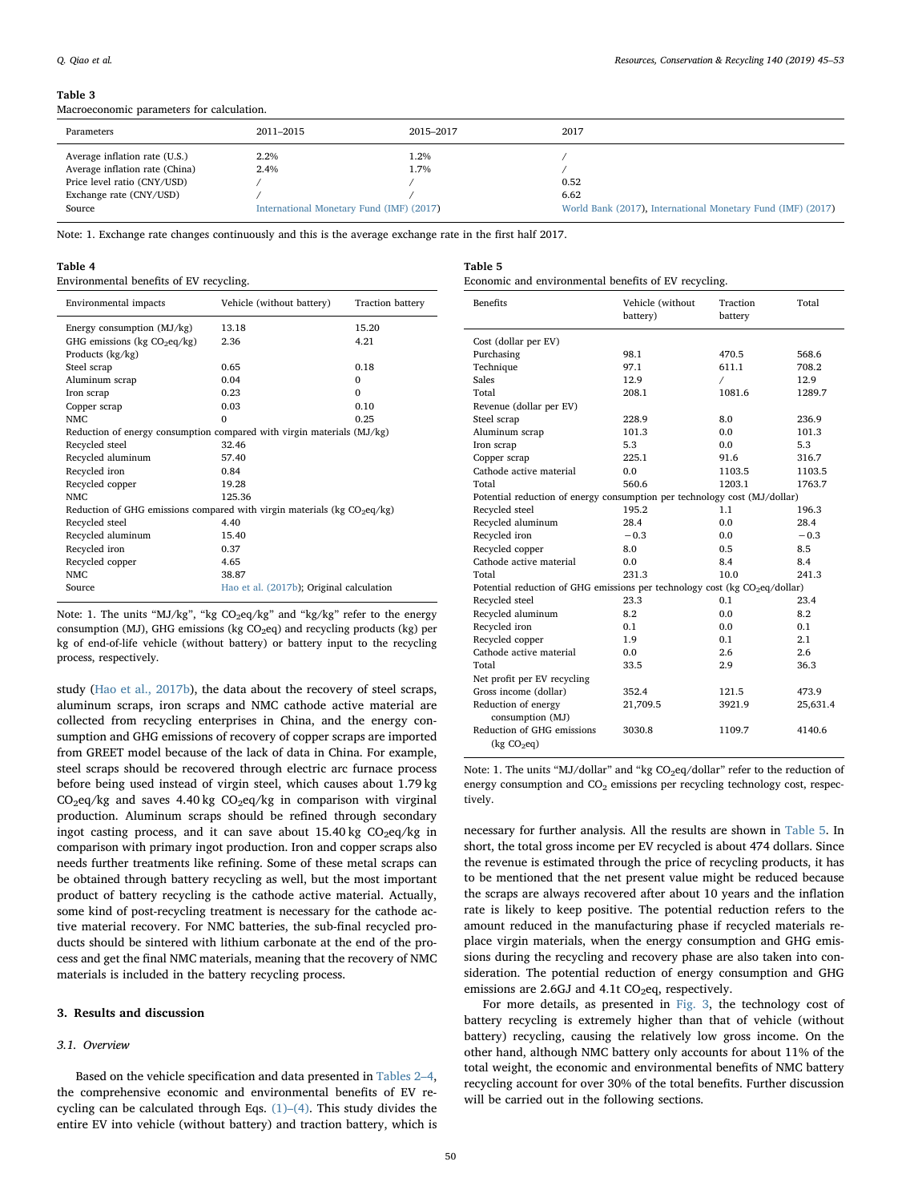**Table 3**
Macroeconomic parameters for calculation.

| Parameters | 2011–2015 | 2015–2017 | 2017 |
|---|---|---|---|
| Average inflation rate (U.S.) | 2.2% | 1.2% | / |
| Average inflation rate (China) | 2.4% | 1.7% | / |
| Price level ratio (CNY/USD) | / | / | 0.52 |
| Exchange rate (CNY/USD) | / | / | 6.62 |
| Source | International Monetary Fund (IMF) (2017) | | World Bank (2017), International Monetary Fund (IMF) (2017) |

Note: 1. Exchange rate changes continuously and this is the average exchange rate in the first half 2017.

**Table 4**
Environmental benefits of EV recycling.

| Environmental impacts | Vehicle (without battery) | Traction battery |
|---|---|---|
| Energy consumption (MJ/kg) | 13.18 | 15.20 |
| GHG emissions (kg $CO_2eq$/kg) | 2.36 | 4.21 |
| Products (kg/kg) | | |
| Steel scrap | 0.65 | 0.18 |
| Aluminum scrap | 0.04 | 0 |
| Iron scrap | 0.23 | 0 |
| Copper scrap | 0.03 | 0.10 |
| NMC | 0 | 0.25 |
| Reduction of energy consumption compared with virgin materials (MJ/kg) | | |
| Recycled steel | 32.46 | |
| Recycled aluminum | 57.40 | |
| Recycled iron | 0.84 | |
| Recycled copper | 19.28 | |
| NMC | 125.36 | |
| Reduction of GHG emissions compared with virgin materials (kg $CO_2eq$/kg) | | |
| Recycled steel | 4.40 | |
| Recycled aluminum | 15.40 | |
| Recycled iron | 0.37 | |
| Recycled copper | 4.65 | |
| NMC | 38.87 | |
| Source | Hao et al. (2017b); Original calculation | |

Note: 1. The units "MJ/kg", "kg $CO_2eq$/kg" and "kg/kg" refer to the energy consumption (MJ), GHG emissions (kg $CO_2eq$) and recycling products (kg) per kg of end-of-life vehicle (without battery) or battery input to the recycling process, respectively.

study (Hao et al., 2017b), the data about the recovery of steel scraps, aluminum scraps, iron scraps and NMC cathode active material are collected from recycling enterprises in China, and the energy consumption and GHG emissions of recovery of copper scraps are imported from GREET model because of the lack of data in China. For example, steel scraps should be recovered through electric arc furnace process before being used instead of virgin steel, which causes about 1.79 kg $CO_2eq$/kg and saves 4.40 kg $CO_2eq$/kg in comparison with virginal production. Aluminum scraps should be refined through secondary ingot casting process, and it can save about 15.40 kg $CO_2eq$/kg in comparison with primary ingot production. Iron and copper scraps also needs further treatments like refining. Some of these metal scraps can be obtained through battery recycling as well, but the most important product of battery recycling is the cathode active material. Actually, some kind of post-recycling treatment is necessary for the cathode active material recovery. For NMC batteries, the sub-final recycled products should be sintered with lithium carbonate at the end of the process and get the final NMC materials, meaning that the recovery of NMC materials is included in the battery recycling process.

## 3. Results and discussion

### 3.1. Overview

Based on the vehicle specification and data presented in Tables 2–4, the comprehensive economic and environmental benefits of EV recycling can be calculated through Eqs. (1)–(4). This study divides the entire EV into vehicle (without battery) and traction battery, which is

**Table 5**
Economic and environmental benefits of EV recycling.

| Benefits | Vehicle (without battery) | Traction battery | Total |
|---|---|---|---|
| Cost (dollar per EV) | | | |
| Purchasing | 98.1 | 470.5 | 568.6 |
| Technique | 97.1 | 611.1 | 708.2 |
| Sales | 12.9 | / | 12.9 |
| Total | 208.1 | 1081.6 | 1289.7 |
| Revenue (dollar per EV) | | | |
| Steel scrap | 228.9 | 8.0 | 236.9 |
| Aluminum scrap | 101.3 | 0.0 | 101.3 |
| Iron scrap | 5.3 | 0.0 | 5.3 |
| Copper scrap | 225.1 | 91.6 | 316.7 |
| Cathode active material | 0.0 | 1103.5 | 1103.5 |
| Total | 560.6 | 1203.1 | 1763.7 |
| Potential reduction of energy consumption per technology cost (MJ/dollar) | | | |
| Recycled steel | 195.2 | 1.1 | 196.3 |
| Recycled aluminum | 28.4 | 0.0 | 28.4 |
| Recycled iron | −0.3 | 0.0 | −0.3 |
| Recycled copper | 8.0 | 0.5 | 8.5 |
| Cathode active material | 0.0 | 8.4 | 8.4 |
| Total | 231.3 | 10.0 | 241.3 |
| Potential reduction of GHG emissions per technology cost (kg $CO_2eq$/dollar) | | | |
| Recycled steel | 23.3 | 0.1 | 23.4 |
| Recycled aluminum | 8.2 | 0.0 | 8.2 |
| Recycled iron | 0.1 | 0.0 | 0.1 |
| Recycled copper | 1.9 | 0.1 | 2.1 |
| Cathode active material | 0.0 | 2.6 | 2.6 |
| Total | 33.5 | 2.9 | 36.3 |
| Net profit per EV recycling | | | |
| Gross income (dollar) | 352.4 | 121.5 | 473.9 |
| Reduction of energy consumption (MJ) | 21,709.5 | 3921.9 | 25,631.4 |
| Reduction of GHG emissions (kg $CO_2eq$) | 3030.8 | 1109.7 | 4140.6 |

Note: 1. The units "MJ/dollar" and "kg $CO_2eq$/dollar" refer to the reduction of energy consumption and $CO_2$ emissions per recycling technology cost, respectively.

necessary for further analysis. All the results are shown in Table 5. In short, the total gross income per EV recycled is about 474 dollars. Since the revenue is estimated through the price of recycling products, it has to be mentioned that the net present value might be reduced because the scraps are always recovered after about 10 years and the inflation rate is likely to keep positive. The potential reduction refers to the amount reduced in the manufacturing phase if recycled materials replace virgin materials, when the energy consumption and GHG emissions during the recycling and recovery phase are also taken into consideration. The potential reduction of energy consumption and GHG emissions are 2.6GJ and 4.1t $CO_2eq$, respectively.

For more details, as presented in Fig. 3, the technology cost of battery recycling is extremely higher than that of vehicle (without battery) recycling, causing the relatively low gross income. On the other hand, although NMC battery only accounts for about 11% of the total weight, the economic and environmental benefits of NMC battery recycling account for over 30% of the total benefits. Further discussion will be carried out in the following sections.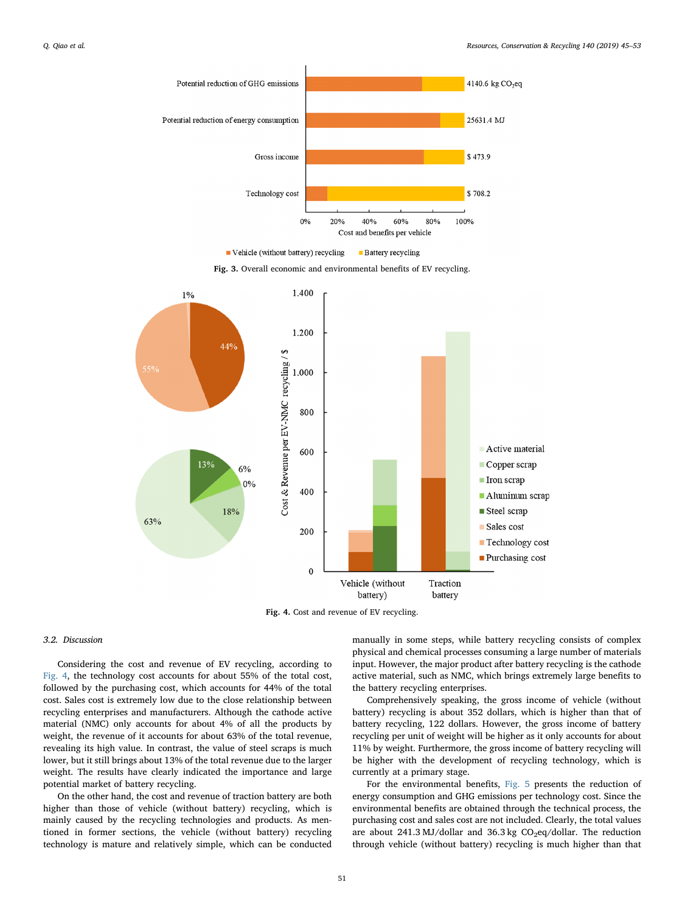Fig. 3. Overall economic and environmental benefits of EV recycling.

Fig. 4. Cost and revenue of EV recycling.

### 3.2. Discussion

Considering the cost and revenue of EV recycling, according to Fig. 4, the technology cost accounts for about 55% of the total cost, followed by the purchasing cost, which accounts for 44% of the total cost. Sales cost is extremely low due to the close relationship between recycling enterprises and manufacturers. Although the cathode active material (NMC) only accounts for about 4% of all the products by weight, the revenue of it accounts for 63% of the total revenue, revealing its high value. In contrast, the value of steel scraps is much lower, but it still brings about 13% of the total revenue due to the larger weight. The results have clearly indicated the importance and large potential market of battery recycling.

On the other hand, the cost and revenue of traction battery are both higher than those of vehicle (without battery) recycling, which is mainly caused by the recycling technologies and products. As mentioned in former sections, the vehicle (without battery) recycling technology is mature and relatively simple, which can be conducted manually in some steps, while battery recycling consists of complex physical and chemical processes consuming a large number of materials input. However, the major product after battery recycling is the cathode active material, such as NMC, which brings extremely large benefits to the battery recycling enterprises.

Comprehensively speaking, the gross income of vehicle (without battery) recycling is about 352 dollars, which is higher than that of battery recycling, 122 dollars. However, the gross income of battery recycling per unit of weight will be higher as it only accounts for about 11% by weight. Furthermore, the gross income of battery recycling will be higher with the development of recycling technology, which is currently at a primary stage.

For the environmental benefits, Fig. 5 presents the reduction of energy consumption and GHG emissions per technology cost. Since the environmental benefits are obtained through the technical process, the purchasing cost and sales cost are not included. Clearly, the total values are about 241.3 MJ/dollar and 36.3 kg $CO_2$eq/dollar. The reduction through vehicle (without battery) recycling is much higher than that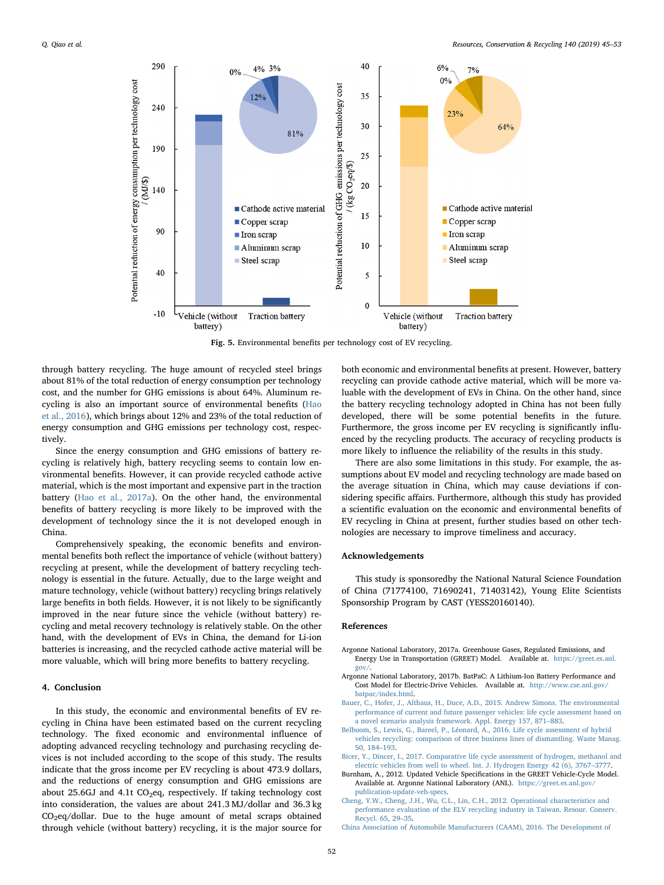Fig. 5. Environmental benefits per technology cost of EV recycling.

through battery recycling. The huge amount of recycled steel brings about 81% of the total reduction of energy consumption per technology cost, and the number for GHG emissions is about 64%. Aluminum recycling is also an important source of environmental benefits (Hao et al., 2016), which brings about 12% and 23% of the total reduction of energy consumption and GHG emissions per technology cost, respectively.

Since the energy consumption and GHG emissions of battery recycling is relatively high, battery recycling seems to contain low environmental benefits. However, it can provide recycled cathode active material, which is the most important and expensive part in the traction battery (Hao et al., 2017a). On the other hand, the environmental benefits of battery recycling is more likely to be improved with the development of technology since the it is not developed enough in China.

Comprehensively speaking, the economic benefits and environmental benefits both reflect the importance of vehicle (without battery) recycling at present, while the development of battery recycling technology is essential in the future. Actually, due to the large weight and mature technology, vehicle (without battery) recycling brings relatively large benefits in both fields. However, it is not likely to be significantly improved in the near future since the vehicle (without battery) recycling and metal recovery technology is relatively stable. On the other hand, with the development of EVs in China, the demand for Li-ion batteries is increasing, and the recycled cathode active material will be more valuable, which will bring more benefits to battery recycling.

## 4. Conclusion

In this study, the economic and environmental benefits of EV recycling in China have been estimated based on the current recycling technology. The fixed economic and environmental influence of adopting advanced recycling technology and purchasing recycling devices is not included according to the scope of this study. The results indicate that the gross income per EV recycling is about 473.9 dollars, and the reductions of energy consumption and GHG emissions are about 25.6GJ and 4.1t $CO_2$eq, respectively. If taking technology cost into consideration, the values are about 241.3 MJ/dollar and 36.3 kg $CO_2$eq/dollar. Due to the huge amount of metal scraps obtained through vehicle (without battery) recycling, it is the major source for both economic and environmental benefits at present. However, battery recycling can provide cathode active material, which will be more valuable with the development of EVs in China. On the other hand, since the battery recycling technology adopted in China has not been fully developed, there will be some potential benefits in the future. Furthermore, the gross income per EV recycling is significantly influenced by the recycling products. The accuracy of recycling products is more likely to influence the reliability of the results in this study.

There are also some limitations in this study. For example, the assumptions about EV model and recycling technology are made based on the average situation in China, which may cause deviations if considering specific affairs. Furthermore, although this study has provided a scientific evaluation on the economic and environmental benefits of EV recycling in China at present, further studies based on other technologies are necessary to improve timeliness and accuracy.

## Acknowledgements

This study is sponsoredby the National Natural Science Foundation of China (71774100, 71690241, 71403142), Young Elite Scientists Sponsorship Program by CAST (YESS20160140).

## References

Argonne National Laboratory, 2017a. Greenhouse Gases, Regulated Emissions, and Energy Use in Transportation (GREET) Model. Available at. https://greet.es.anl.gov/.

Argonne National Laboratory, 2017b. BatPaC: A Lithium-Ion Battery Performance and Cost Model for Electric-Drive Vehicles. Available at. http://www.cse.anl.gov/batpac/index.html.

Bauer, C., Hofer, J., Althaus, H., Duce, A.D., 2015. Andrew Simons. The environmental performance of current and future passenger vehicles: life cycle assessment based on a novel scenario analysis framework. Appl. Energy 157, 871–883.

Belboom, S., Lewis, G., Bareel, P., Léonard, A., 2016. Life cycle assessment of hybrid vehicles recycling: comparison of three business lines of dismantling. Waste Manag. 50, 184–193.

Bicer, Y., Dincer, I., 2017. Comparative life cycle assessment of hydrogen, methanol and electric vehicles from well to wheel. Int. J. Hydrogen Energy 42 (6), 3767–3777.

Burnham, A., 2012. Updated Vehicle Specifications in the GREET Vehicle-Cycle Model. Available at. Argonne National Laboratory (ANL). https://greet.es.anl.gov/publication-update-veh-specs.

Cheng, Y.W., Cheng, J.H., Wu, C.L., Lin, C.H., 2012. Operational characteristics and performance evaluation of the ELV recycling industry in Taiwan. Resour. Conserv. Recycl. 65, 29–35.

China Association of Automobile Manufacturers (CAAM), 2016. The Development of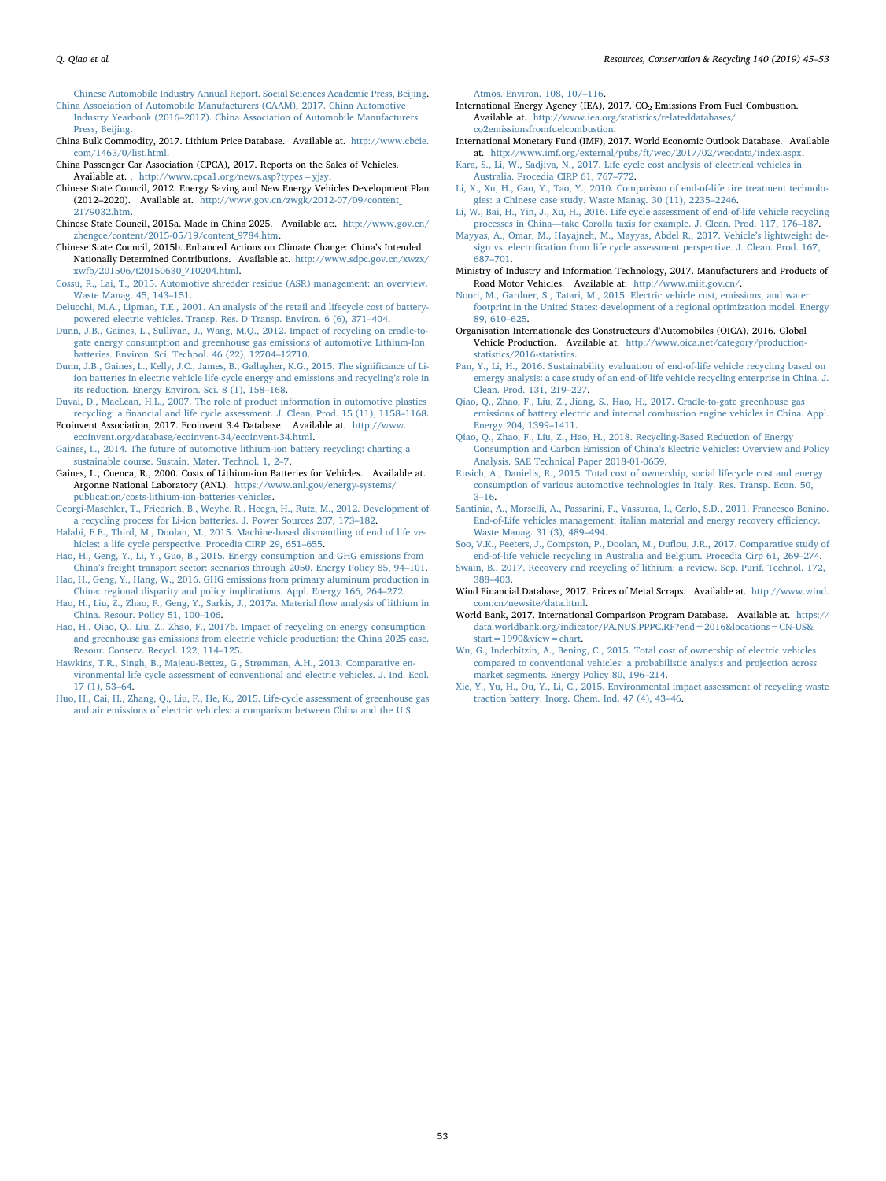Chinese Automobile Industry Annual Report. Social Sciences Academic Press, Beijing.

China Association of Automobile Manufacturers (CAAM), 2017. China Automotive Industry Yearbook (2016–2017). China Association of Automobile Manufacturers Press, Beijing.

China Bulk Commodity, 2017. Lithium Price Database. Available at. http://www.cbcie.com/1463/0/list.html.

China Passenger Car Association (CPCA), 2017. Reports on the Sales of Vehicles. Available at. . http://www.cpca1.org/news.asp?types=yjsy.

Chinese State Council, 2012. Energy Saving and New Energy Vehicles Development Plan (2012–2020). Available at. http://www.gov.cn/zwgk/2012-07/09/content_2179032.htm.

Chinese State Council, 2015a. Made in China 2025. Available at:. http://www.gov.cn/zhengce/content/2015-05/19/content_9784.htm.

Chinese State Council, 2015b. Enhanced Actions on Climate Change: China's Intended Nationally Determined Contributions. Available at. http://www.sdpc.gov.cn/xwzx/xwfb/201506/t20150630_710204.html.

Cossu, R., Lai, T., 2015. Automotive shredder residue (ASR) management: an overview. Waste Manag. 45, 143–151.

Delucchi, M.A., Lipman, T.E., 2001. An analysis of the retail and lifecycle cost of battery-powered electric vehicles. Transp. Res. D Transp. Environ. 6 (6), 371–404.

Dunn, J.B., Gaines, L., Sullivan, J., Wang, M.Q., 2012. Impact of recycling on cradle-to-gate energy consumption and greenhouse gas emissions of automotive Lithium-Ion batteries. Environ. Sci. Technol. 46 (22), 12704–12710.

Dunn, J.B., Gaines, L., Kelly, J.C., James, B., Gallagher, K.G., 2015. The significance of Li-ion batteries in electric vehicle life-cycle energy and emissions and recycling's role in its reduction. Energy Environ. Sci. 8 (1), 158–168.

Duval, D., MacLean, H.L., 2007. The role of product information in automotive plastics recycling: a financial and life cycle assessment. J. Clean. Prod. 15 (11), 1158–1168.

Ecoinvent Association, 2017. Ecoinvent 3.4 Database. Available at. http://www.ecoinvent.org/database/ecoinvent-34/ecoinvent-34.html.

Gaines, L., 2014. The future of automotive lithium-ion battery recycling: charting a sustainable course. Sustain. Mater. Technol. 1, 2–7.

Gaines, L., Cuenca, R., 2000. Costs of Lithium-ion Batteries for Vehicles. Available at. Argonne National Laboratory (ANL). https://www.anl.gov/energy-systems/publication/costs-lithium-ion-batteries-vehicles.

Georgi-Maschler, T., Friedrich, B., Weyhe, R., Heegn, H., Rutz, M., 2012. Development of a recycling process for Li-ion batteries. J. Power Sources 207, 173–182.

Halabi, E.E., Third, M., Doolan, M., 2015. Machine-based dismantling of end of life vehicles: a life cycle perspective. Procedia CIRP 29, 651–655.

Hao, H., Geng, Y., Li, Y., Guo, B., 2015. Energy consumption and GHG emissions from China's freight transport sector: scenarios through 2050. Energy Policy 85, 94–101.

Hao, H., Geng, Y., Hang, W., 2016. GHG emissions from primary aluminum production in China: regional disparity and policy implications. Appl. Energy 166, 264–272.

Hao, H., Liu, Z., Zhao, F., Geng, Y., Sarkis, J., 2017a. Material flow analysis of lithium in China. Resour. Policy 51, 100–106.

Hao, H., Qiao, Q., Liu, Z., Zhao, F., 2017b. Impact of recycling on energy consumption and greenhouse gas emissions from electric vehicle production: the China 2025 case. Resour. Conserv. Recycl. 122, 114–125.

Hawkins, T.R., Singh, B., Majeau-Bettez, G., Strømman, A.H., 2013. Comparative environmental life cycle assessment of conventional and electric vehicles. J. Ind. Ecol. 17 (1), 53–64.

Huo, H., Cai, H., Zhang, Q., Liu, F., He, K., 2015. Life-cycle assessment of greenhouse gas and air emissions of electric vehicles: a comparison between China and the U.S. Atmos. Environ. 108, 107–116.

International Energy Agency (IEA), 2017. $CO_2$ Emissions From Fuel Combustion. Available at. http://www.iea.org/statistics/relateddatabases/co2emissionsfromfuelcombustion.

International Monetary Fund (IMF), 2017. World Economic Outlook Database. Available at. http://www.imf.org/external/pubs/ft/weo/2017/02/weodata/index.aspx.

Kara, S., Li, W., Sadjiva, N., 2017. Life cycle cost analysis of electrical vehicles in Australia. Procedia CIRP 61, 767–772.

Li, X., Xu, H., Gao, Y., Tao, Y., 2010. Comparison of end-of-life tire treatment technologies: a Chinese case study. Waste Manag. 30 (11), 2235–2246.

Li, W., Bai, H., Yin, J., Xu, H., 2016. Life cycle assessment of end-of-life vehicle recycling processes in China—take Corolla taxis for example. J. Clean. Prod. 117, 176–187.

Mayyas, A., Omar, M., Hayajneh, M., Mayyas, Abdel R., 2017. Vehicle's lightweight design vs. electrification from life cycle assessment perspective. J. Clean. Prod. 167, 687–701.

Ministry of Industry and Information Technology, 2017. Manufacturers and Products of Road Motor Vehicles. Available at. http://www.miit.gov.cn/.

Noori, M., Gardner, S., Tatari, M., 2015. Electric vehicle cost, emissions, and water footprint in the United States: development of a regional optimization model. Energy 89, 610–625.

Organisation Internationale des Constructeurs d'Automobiles (OICA), 2016. Global Vehicle Production. Available at. http://www.oica.net/category/production-statistics/2016-statistics.

Pan, Y., Li, H., 2016. Sustainability evaluation of end-of-life vehicle recycling based on emergy analysis: a case study of an end-of-life vehicle recycling enterprise in China. J. Clean. Prod. 131, 219–227.

Qiao, Q., Zhao, F., Liu, Z., Jiang, S., Hao, H., 2017. Cradle-to-gate greenhouse gas emissions of battery electric and internal combustion engine vehicles in China. Appl. Energy 204, 1399–1411.

Qiao, Q., Zhao, F., Liu, Z., Hao, H., 2018. Recycling-Based Reduction of Energy Consumption and Carbon Emission of China's Electric Vehicles: Overview and Policy Analysis. SAE Technical Paper 2018-01-0659.

Rusich, A., Danielis, R., 2015. Total cost of ownership, social lifecycle cost and energy consumption of various automotive technologies in Italy. Res. Transp. Econ. 50, 3–16.

Santini, A., Morselli, A., Passarini, F., Vassuraa, I., Carlo, S.D., 2011. Francesco Bonino. End-of-Life vehicles management: italian material and energy recovery efficiency. Waste Manag. 31 (3), 489–494.

Soo, V.K., Peeters, J., Compston, P., Doolan, M., Duflou, J.R., 2017. Comparative study of end-of-life vehicle recycling in Australia and Belgium. Procedia Cirp 61, 269–274.

Swain, B., 2017. Recovery and recycling of lithium: a review. Sep. Purif. Technol. 172, 388–403.

Wind Financial Database, 2017. Prices of Metal Scraps. Available at. http://www.wind.com.cn/newsite/data.html.

World Bank, 2017. International Comparison Program Database. Available at. https://data.worldbank.org/indicator/PA.NUS.PPPC.RF?end=2016&locations=CN-US&start=1990&view=chart.

Wu, G., Inderbitzin, A., Bening, C., 2015. Total cost of ownership of electric vehicles compared to conventional vehicles: a probabilistic analysis and projection across market segments. Energy Policy 80, 196–214.

Xie, Y., Yu, H., Ou, Y., Li, C., 2015. Environmental impact assessment of recycling waste traction battery. Inorg. Chem. Ind. 47 (4), 43–46.